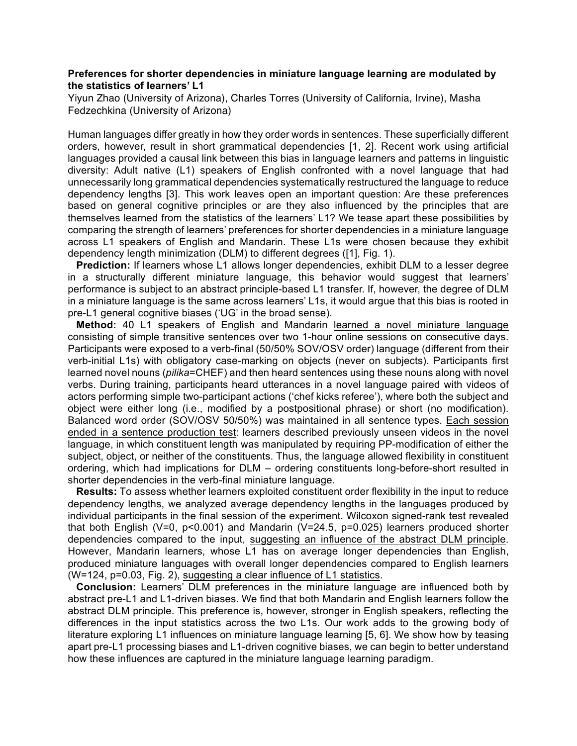**Preferences for shorter dependencies in miniature language learning are modulated by the statistics of learners' L1**

Yiyun Zhao (University of Arizona), Charles Torres (University of California, Irvine), Masha Fedzechkina (University of Arizona)

Human languages differ greatly in how they order words in sentences. These superficially different orders, however, result in short grammatical dependencies [1, 2]. Recent work using artificial languages provided a causal link between this bias in language learners and patterns in linguistic diversity: Adult native (L1) speakers of English confronted with a novel language that had unnecessarily long grammatical dependencies systematically restructured the language to reduce dependency lengths [3]. This work leaves open an important question: Are these preferences based on general cognitive principles or are they also influenced by the principles that are themselves learned from the statistics of the learners' L1? We tease apart these possibilities by comparing the strength of learners' preferences for shorter dependencies in a miniature language across L1 speakers of English and Mandarin. These L1s were chosen because they exhibit dependency length minimization (DLM) to different degrees ([1], Fig. 1).

**Prediction:** If learners whose L1 allows longer dependencies, exhibit DLM to a lesser degree in a structurally different miniature language, this behavior would suggest that learners' performance is subject to an abstract principle-based L1 transfer. If, however, the degree of DLM in a miniature language is the same across learners' L1s, it would argue that this bias is rooted in pre-L1 general cognitive biases ('UG' in the broad sense).

**Method:** 40 L1 speakers of English and Mandarin <u>learned a novel miniature language</u> consisting of simple transitive sentences over two 1-hour online sessions on consecutive days. Participants were exposed to a verb-final (50/50% SOV/OSV order) language (different from their verb-initial L1s) with obligatory case-marking on objects (never on subjects). Participants first learned novel nouns (*pilika*=CHEF) and then heard sentences using these nouns along with novel verbs. During training, participants heard utterances in a novel language paired with videos of actors performing simple two-participant actions ('chef kicks referee'), where both the subject and object were either long (i.e., modified by a postpositional phrase) or short (no modification). Balanced word order (SOV/OSV 50/50%) was maintained in all sentence types. <u>Each session ended in a sentence production test</u>: learners described previously unseen videos in the novel language, in which constituent length was manipulated by requiring PP-modification of either the subject, object, or neither of the constituents. Thus, the language allowed flexibility in constituent ordering, which had implications for DLM – ordering constituents long-before-short resulted in shorter dependencies in the verb-final miniature language.

**Results:** To assess whether learners exploited constituent order flexibility in the input to reduce dependency lengths, we analyzed average dependency lengths in the languages produced by individual participants in the final session of the experiment. Wilcoxon signed-rank test revealed that both English ($V=0$, $p<0.001$) and Mandarin ($V=24.5$, $p=0.025$) learners produced shorter dependencies compared to the input, <u>suggesting an influence of the abstract DLM principle</u>. However, Mandarin learners, whose L1 has on average longer dependencies than English, produced miniature languages with overall longer dependencies compared to English learners ($W=124$, $p=0.03$, Fig. 2), <u>suggesting a clear influence of L1 statistics</u>.

**Conclusion:** Learners' DLM preferences in the miniature language are influenced both by abstract pre-L1 and L1-driven biases. We find that both Mandarin and English learners follow the abstract DLM principle. This preference is, however, stronger in English speakers, reflecting the differences in the input statistics across the two L1s. Our work adds to the growing body of literature exploring L1 influences on miniature language learning [5, 6]. We show how by teasing apart pre-L1 processing biases and L1-driven cognitive biases, we can begin to better understand how these influences are captured in the miniature language learning paradigm.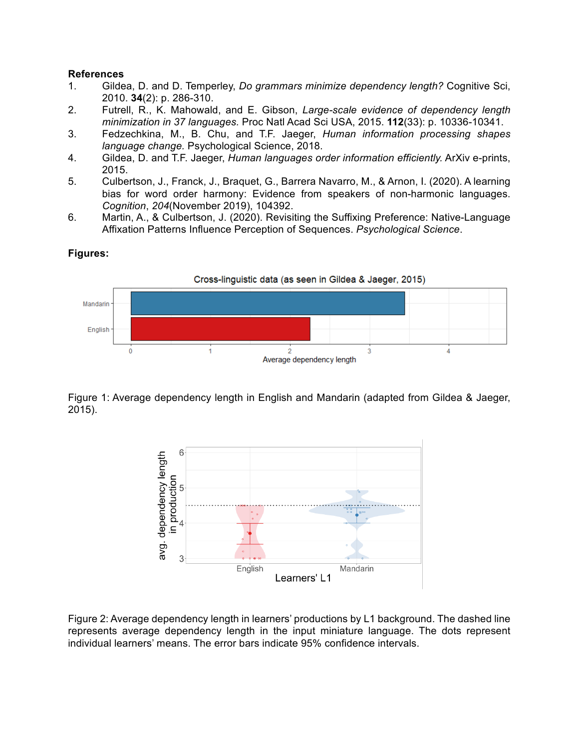**References**

1. Gildea, D. and D. Temperley, *Do grammars minimize dependency length?* Cognitive Sci, 2010. **34**(2): p. 286-310.
2. Futrell, R., K. Mahowald, and E. Gibson, *Large-scale evidence of dependency length minimization in 37 languages.* Proc Natl Acad Sci USA, 2015. **112**(33): p. 10336-10341.
3. Fedzechkina, M., B. Chu, and T.F. Jaeger, *Human information processing shapes language change.* Psychological Science, 2018.
4. Gildea, D. and T.F. Jaeger, *Human languages order information efficiently.* ArXiv e-prints, 2015.
5. Culbertson, J., Franck, J., Braquet, G., Barrera Navarro, M., & Arnon, I. (2020). A learning bias for word order harmony: Evidence from speakers of non-harmonic languages. *Cognition*, *204*(November 2019), 104392.
6. Martin, A., & Culbertson, J. (2020). Revisiting the Suffixing Preference: Native-Language Affixation Patterns Influence Perception of Sequences. *Psychological Science*.

**Figures:**

Cross-linguistic data (as seen in Gildea & Jaeger, 2015)

Mandarin
English
0
1
2
3
4
Average dependency length

Figure 1: Average dependency length in English and Mandarin (adapted from Gildea & Jaeger, 2015).

avg. dependency length in production
6
5
4
3
English
Mandarin
Learners' L1

Figure 2: Average dependency length in learners' productions by L1 background. The dashed line represents average dependency length in the input miniature language. The dots represent individual learners' means. The error bars indicate 95% confidence intervals.